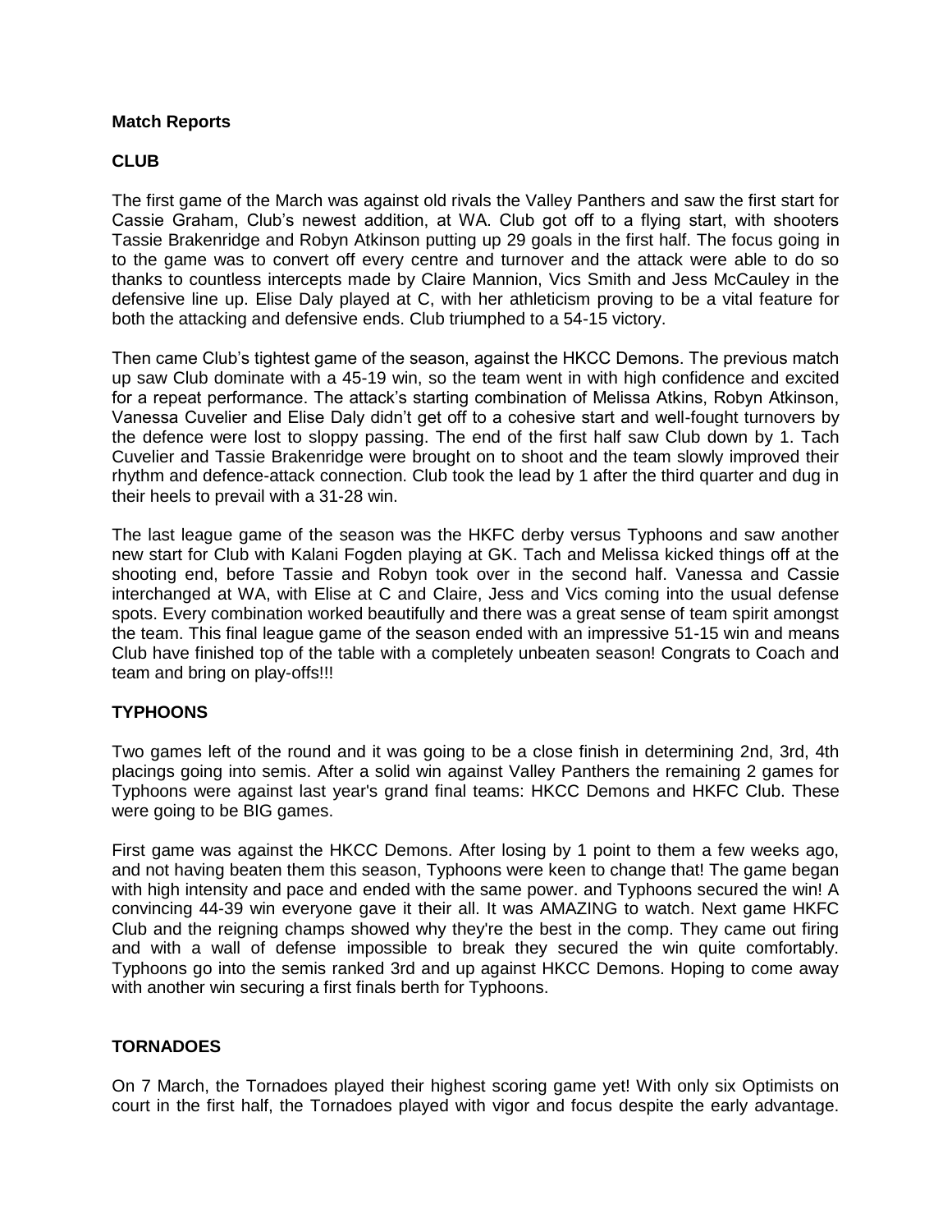**Match Reports**

**CLUB**

The first game of the March was against old rivals the Valley Panthers and saw the first start for Cassie Graham, Club's newest addition, at WA. Club got off to a flying start, with shooters Tassie Brakenridge and Robyn Atkinson putting up 29 goals in the first half. The focus going in to the game was to convert off every centre and turnover and the attack were able to do so thanks to countless intercepts made by Claire Mannion, Vics Smith and Jess McCauley in the defensive line up. Elise Daly played at C, with her athleticism proving to be a vital feature for both the attacking and defensive ends. Club triumphed to a 54-15 victory.

Then came Club's tightest game of the season, against the HKCC Demons. The previous match up saw Club dominate with a 45-19 win, so the team went in with high confidence and excited for a repeat performance. The attack's starting combination of Melissa Atkins, Robyn Atkinson, Vanessa Cuvelier and Elise Daly didn't get off to a cohesive start and well-fought turnovers by the defence were lost to sloppy passing. The end of the first half saw Club down by 1. Tach Cuvelier and Tassie Brakenridge were brought on to shoot and the team slowly improved their rhythm and defence-attack connection. Club took the lead by 1 after the third quarter and dug in their heels to prevail with a 31-28 win.

The last league game of the season was the HKFC derby versus Typhoons and saw another new start for Club with Kalani Fogden playing at GK. Tach and Melissa kicked things off at the shooting end, before Tassie and Robyn took over in the second half. Vanessa and Cassie interchanged at WA, with Elise at C and Claire, Jess and Vics coming into the usual defense spots. Every combination worked beautifully and there was a great sense of team spirit amongst the team. This final league game of the season ended with an impressive 51-15 win and means Club have finished top of the table with a completely unbeaten season! Congrats to Coach and team and bring on play-offs!!!

**TYPHOONS**

Two games left of the round and it was going to be a close finish in determining 2nd, 3rd, 4th placings going into semis. After a solid win against Valley Panthers the remaining 2 games for Typhoons were against last year's grand final teams: HKCC Demons and HKFC Club. These were going to be BIG games.

First game was against the HKCC Demons. After losing by 1 point to them a few weeks ago, and not having beaten them this season, Typhoons were keen to change that! The game began with high intensity and pace and ended with the same power. and Typhoons secured the win! A convincing 44-39 win everyone gave it their all. It was AMAZING to watch. Next game HKFC Club and the reigning champs showed why they're the best in the comp. They came out firing and with a wall of defense impossible to break they secured the win quite comfortably. Typhoons go into the semis ranked 3rd and up against HKCC Demons. Hoping to come away with another win securing a first finals berth for Typhoons.

**TORNADOES**

On 7 March, the Tornadoes played their highest scoring game yet! With only six Optimists on court in the first half, the Tornadoes played with vigor and focus despite the early advantage.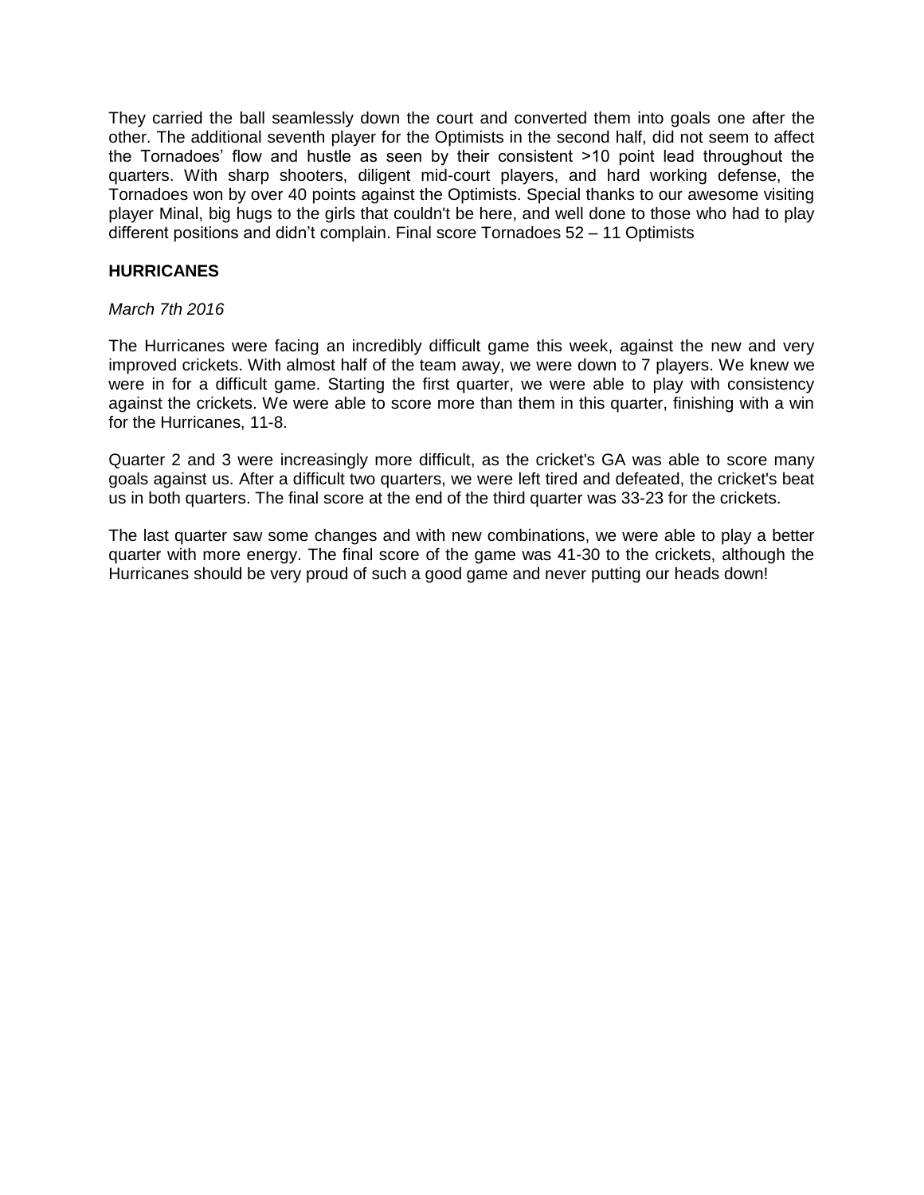They carried the ball seamlessly down the court and converted them into goals one after the other. The additional seventh player for the Optimists in the second half, did not seem to affect the Tornadoes' flow and hustle as seen by their consistent >10 point lead throughout the quarters. With sharp shooters, diligent mid-court players, and hard working defense, the Tornadoes won by over 40 points against the Optimists. Special thanks to our awesome visiting player Minal, big hugs to the girls that couldn't be here, and well done to those who had to play different positions and didn't complain. Final score Tornadoes 52 – 11 Optimists

## HURRICANES

*March 7th 2016*

The Hurricanes were facing an incredibly difficult game this week, against the new and very improved crickets. With almost half of the team away, we were down to 7 players. We knew we were in for a difficult game. Starting the first quarter, we were able to play with consistency against the crickets. We were able to score more than them in this quarter, finishing with a win for the Hurricanes, 11-8.

Quarter 2 and 3 were increasingly more difficult, as the cricket's GA was able to score many goals against us. After a difficult two quarters, we were left tired and defeated, the cricket's beat us in both quarters. The final score at the end of the third quarter was 33-23 for the crickets.

The last quarter saw some changes and with new combinations, we were able to play a better quarter with more energy. The final score of the game was 41-30 to the crickets, although the Hurricanes should be very proud of such a good game and never putting our heads down!